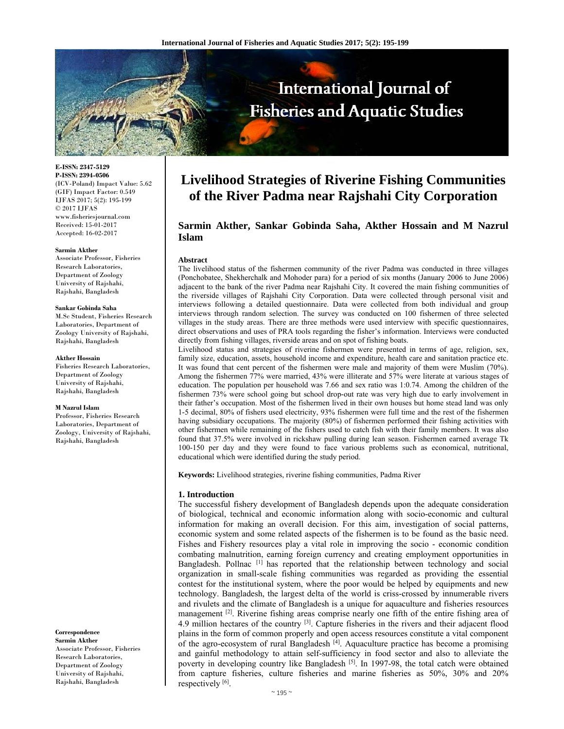# Livelihood Strategies of Riverine Fishing Communities of the River Padma near Rajshahi City Corporation

**Sarmin Akther, Sankar Gobinda Saha, Akther Hossain and M Nazrul Islam**

E-ISSN: 2347-5129
P-ISSN: 2394-0506
(ICV-Poland) Impact Value: 5.62
(GIF) Impact Factor: 0.549
IJFAS 2017; 5(2): 195-199
© 2017 IJFAS
www.fisheriesjournal.com
Received: 15-01-2017
Accepted: 16-02-2017

**Sarmin Akther**
Associate Professor, Fisheries Research Laboratories, Department of Zoology University of Rajshahi, Rajshahi, Bangladesh

**Sankar Gobinda Saha**
M.Sc Student, Fisheries Research Laboratories, Department of Zoology University of Rajshahi, Rajshahi, Bangladesh

**Akther Hossain**
Fisheries Research Laboratories, Department of Zoology University of Rajshahi, Rajshahi, Bangladesh

**M Nazrul Islam**
Professor, Fisheries Research Laboratories, Department of Zoology, University of Rajshahi, Rajshahi, Bangladesh

**Correspondence**
**Sarmin Akther**
Associate Professor, Fisheries Research Laboratories, Department of Zoology University of Rajshahi, Rajshahi, Bangladesh

### Abstract

The livelihood status of the fishermen community of the river Padma was conducted in three villages (Ponchobatee, Shekherchalk and Mohoder para) for a period of six months (January 2006 to June 2006) adjacent to the bank of the river Padma near Rajshahi City. It covered the main fishing communities of the riverside villages of Rajshahi City Corporation. Data were collected through personal visit and interviews following a detailed questionnaire. Data were collected from both individual and group interviews through random selection. The survey was conducted on 100 fishermen of three selected villages in the study areas. There are three methods were used interview with specific questionnaires, direct observations and uses of PRA tools regarding the fisher's information. Interviews were conducted directly from fishing villages, riverside areas and on spot of fishing boats.

Livelihood status and strategies of riverine fishermen were presented in terms of age, religion, sex, family size, education, assets, household income and expenditure, health care and sanitation practice etc. It was found that cent percent of the fishermen were male and majority of them were Muslim (70%). Among the fishermen 77% were married, 43% were illiterate and 57% were literate at various stages of education. The population per household was 7.66 and sex ratio was 1:0.74. Among the children of the fishermen 73% were school going but school drop-out rate was very high due to early involvement in their father's occupation. Most of the fishermen lived in their own houses but home stead land was only 1-5 decimal, 80% of fishers used electricity, 93% fishermen were full time and the rest of the fishermen having subsidiary occupations. The majority (80%) of fishermen performed their fishing activities with other fishermen while remaining of the fishers used to catch fish with their family members. It was also found that 37.5% were involved in rickshaw pulling during lean season. Fishermen earned average Tk 100-150 per day and they were found to face various problems such as economical, nutritional, educational which were identified during the study period.

**Keywords:** Livelihood strategies, riverine fishing communities, Padma River

## 1. Introduction

The successful fishery development of Bangladesh depends upon the adequate consideration of biological, technical and economic information along with socio-economic and cultural information for making an overall decision. For this aim, investigation of social patterns, economic system and some related aspects of the fishermen is to be found as the basic need. Fishes and Fishery resources play a vital role in improving the socio - economic condition combating malnutrition, earning foreign currency and creating employment opportunities in Bangladesh. Pollnac [1] has reported that the relationship between technology and social organization in small-scale fishing communities was regarded as providing the essential contest for the institutional system, where the poor would be helped by equipments and new technology. Bangladesh, the largest delta of the world is criss-crossed by innumerable rivers and rivulets and the climate of Bangladesh is a unique for aquaculture and fisheries resources management [2]. Riverine fishing areas comprise nearly one fifth of the entire fishing area of 4.9 million hectares of the country [3]. Capture fisheries in the rivers and their adjacent flood plains in the form of common properly and open access resources constitute a vital component of the agro-ecosystem of rural Bangladesh [4]. Aquaculture practice has become a promising and gainful methodology to attain self-sufficiency in food sector and also to alleviate the poverty in developing country like Bangladesh [5]. In 1997-98, the total catch were obtained from capture fisheries, culture fisheries and marine fisheries as 50%, 30% and 20% respectively [6].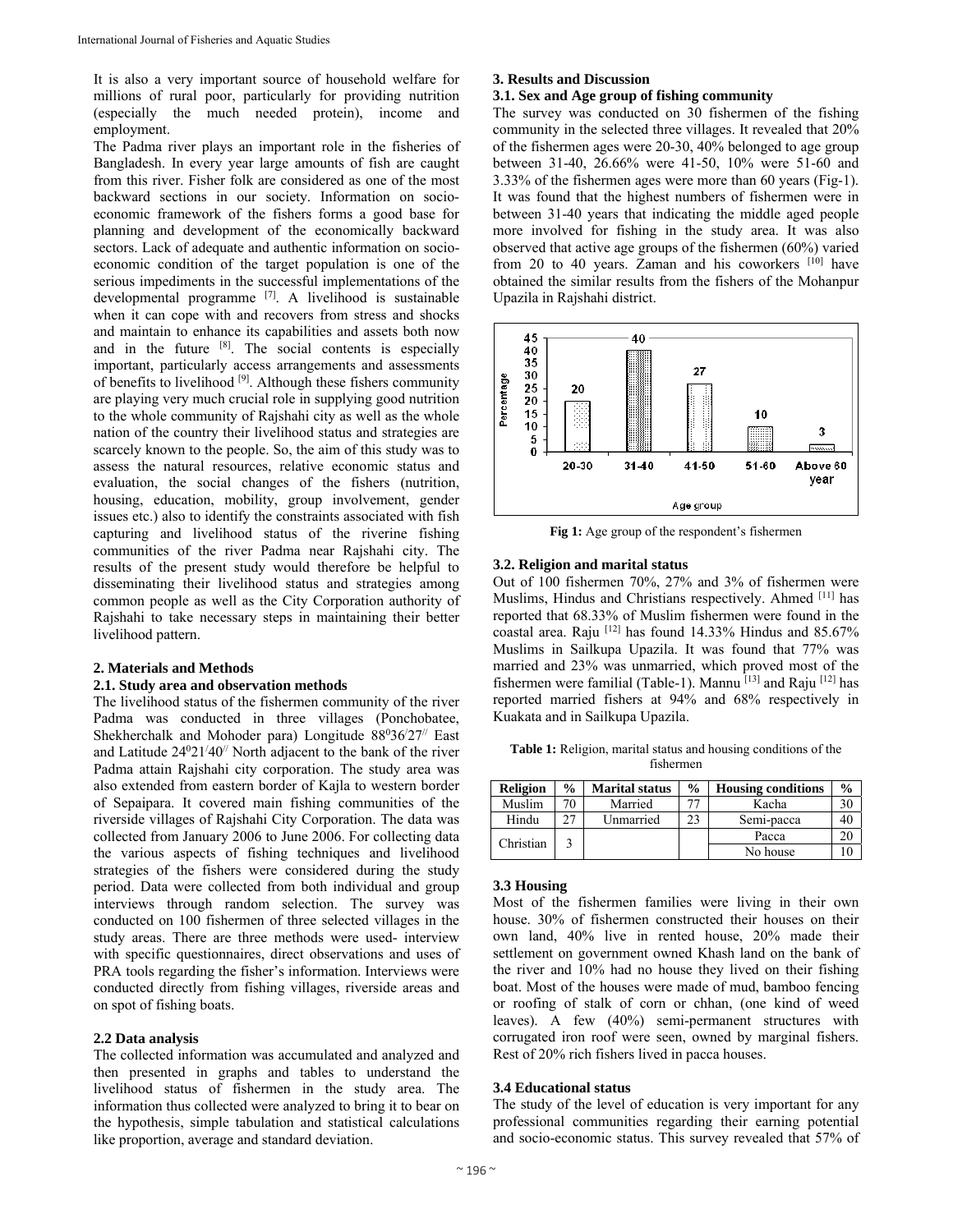It is also a very important source of household welfare for millions of rural poor, particularly for providing nutrition (especially the much needed protein), income and employment.

The Padma river plays an important role in the fisheries of Bangladesh. In every year large amounts of fish are caught from this river. Fisher folk are considered as one of the most backward sections in our society. Information on socio-economic framework of the fishers forms a good base for planning and development of the economically backward sectors. Lack of adequate and authentic information on socio-economic condition of the target population is one of the serious impediments in the successful implementations of the developmental programme [7]. A livelihood is sustainable when it can cope with and recovers from stress and shocks and maintain to enhance its capabilities and assets both now and in the future [8]. The social contents is especially important, particularly access arrangements and assessments of benefits to livelihood [9]. Although these fishers community are playing very much crucial role in supplying good nutrition to the whole community of Rajshahi city as well as the whole nation of the country their livelihood status and strategies are scarcely known to the people. So, the aim of this study was to assess the natural resources, relative economic status and evaluation, the social changes of the fishers (nutrition, housing, education, mobility, group involvement, gender issues etc.) also to identify the constraints associated with fish capturing and livelihood status of the riverine fishing communities of the river Padma near Rajshahi city. The results of the present study would therefore be helpful to disseminating their livelihood status and strategies among common people as well as the City Corporation authority of Rajshahi to take necessary steps in maintaining their better livelihood pattern.

## 2. Materials and Methods

### 2.1. Study area and observation methods

The livelihood status of the fishermen community of the river Padma was conducted in three villages (Ponchobatee, Shekherchalk and Mohoder para) Longitude 88⁰36′27″ East and Latitude 24⁰21′40″ North adjacent to the bank of the river Padma attain Rajshahi city corporation. The study area was also extended from eastern border of Kajla to western border of Sepaipara. It covered main fishing communities of the riverside villages of Rajshahi City Corporation. The data was collected from January 2006 to June 2006. For collecting data the various aspects of fishing techniques and livelihood strategies of the fishers were considered during the study period. Data were collected from both individual and group interviews through random selection. The survey was conducted on 100 fishermen of three selected villages in the study areas. There are three methods were used- interview with specific questionnaires, direct observations and uses of PRA tools regarding the fisher's information. Interviews were conducted directly from fishing villages, riverside areas and on spot of fishing boats.

### 2.2 Data analysis

The collected information was accumulated and analyzed and then presented in graphs and tables to understand the livelihood status of fishermen in the study area. The information thus collected were analyzed to bring it to bear on the hypothesis, simple tabulation and statistical calculations like proportion, average and standard deviation.

## 3. Results and Discussion

### 3.1. Sex and Age group of fishing community

The survey was conducted on 30 fishermen of the fishing community in the selected three villages. It revealed that 20% of the fishermen ages were 20-30, 40% belonged to age group between 31-40, 26.66% were 41-50, 10% were 51-60 and 3.33% of the fishermen ages were more than 60 years (Fig-1). It was found that the highest numbers of fishermen were in between 31-40 years that indicating the middle aged people more involved for fishing in the study area. It was also observed that active age groups of the fishermen (60%) varied from 20 to 40 years. Zaman and his coworkers [10] have obtained the similar results from the fishers of the Mohanpur Upazila in Rajshahi district.

| Age group | Percentage |
|---|---|
| 20-30 | 20 |
| 31-40 | 40 |
| 41-50 | 27 |
| 51-60 | 10 |
| Above 60 year | 3 |

**Fig 1:** Age group of the respondent's fishermen

### 3.2. Religion and marital status

Out of 100 fishermen 70%, 27% and 3% of fishermen were Muslims, Hindus and Christians respectively. Ahmed [11] has reported that 68.33% of Muslim fishermen were found in the coastal area. Raju [12] has found 14.33% Hindus and 85.67% Muslims in Sailkupa Upazila. It was found that 77% was married and 23% was unmarried, which proved most of the fishermen were familial (Table-1). Mannu [13] and Raju [12] has reported married fishers at 94% and 68% respectively in Kuakata and in Sailkupa Upazila.

**Table 1:** Religion, marital status and housing conditions of the fishermen

| Religion | % | Marital status | % | Housing conditions | % |
|---|---|---|---|---|---|
| Muslim | 70 | Married | 77 | Kacha | 30 |
| Hindu | 27 | Unmarried | 23 | Semi-pacca | 40 |
| Christian | 3 | | | Pacca | 20 |
| | | | | No house | 10 |

### 3.3 Housing

Most of the fishermen families were living in their own house. 30% of fishermen constructed their houses on their own land, 40% live in rented house, 20% made their settlement on government owned Khash land on the bank of the river and 10% had no house they lived on their fishing boat. Most of the houses were made of mud, bamboo fencing or roofing of stalk of corn or chhan, (one kind of weed leaves). A few (40%) semi-permanent structures with corrugated iron roof were seen, owned by marginal fishers. Rest of 20% rich fishers lived in pacca houses.

### 3.4 Educational status

The study of the level of education is very important for any professional communities regarding their earning potential and socio-economic status. This survey revealed that 57% of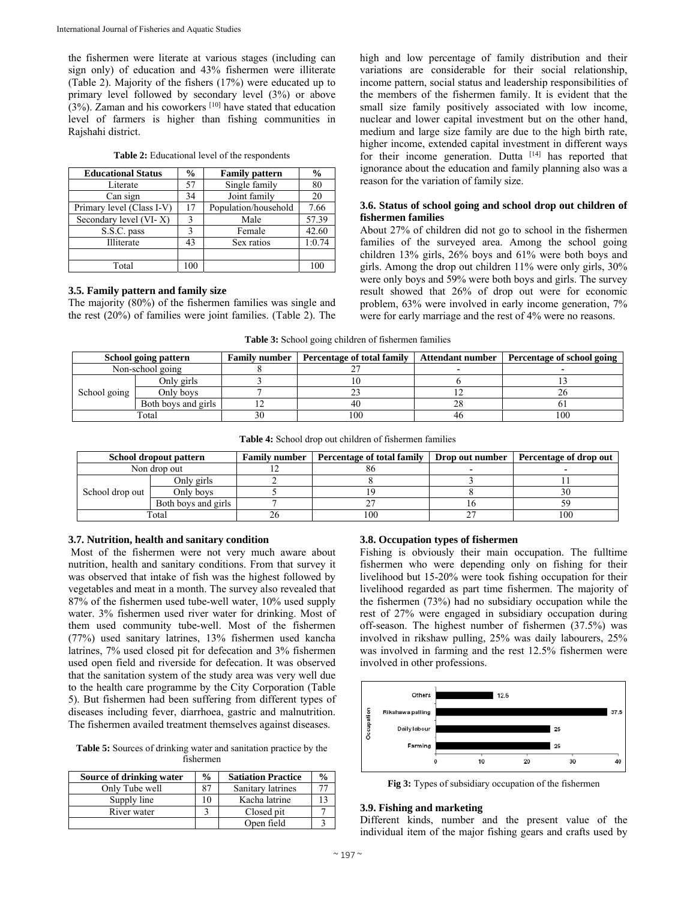the fishermen were literate at various stages (including can sign only) of education and 43% fishermen were illiterate (Table 2). Majority of the fishers (17%) were educated up to primary level followed by secondary level (3%) or above (3%). Zaman and his coworkers [10] have stated that education level of farmers is higher than fishing communities in Rajshahi district.

**Table 2:** Educational level of the respondents

| Educational Status | % | Family pattern | % |
|---|---|---|---|
| Literate | 57 | Single family | 80 |
| Can sign | 34 | Joint family | 20 |
| Primary level (Class I-V) | 17 | Population/household | 7.66 |
| Secondary level (VI- X) | 3 | Male | 57.39 |
| S.S.C. pass | 3 | Female | 42.60 |
| Illiterate | 43 | Sex ratios | 1:0.74 |
| | | | |
| Total | 100 | | 100 |

### 3.5. Family pattern and family size

The majority (80%) of the fishermen families was single and the rest (20%) of families were joint families. (Table 2). The high and low percentage of family distribution and their variations are considerable for their social relationship, income pattern, social status and leadership responsibilities of the members of the fishermen family. It is evident that the small size family positively associated with low income, nuclear and lower capital investment but on the other hand, medium and large size family are due to the high birth rate, higher income, extended capital investment in different ways for their income generation. Dutta [14] has reported that ignorance about the education and family planning also was a reason for the variation of family size.

### 3.6. Status of school going and school drop out children of fishermen families

About 27% of children did not go to school in the fishermen families of the surveyed area. Among the school going children 13% girls, 26% boys and 61% were both boys and girls. Among the drop out children 11% were only girls, 30% were only boys and 59% were both boys and girls. The survey result showed that 26% of drop out were for economic problem, 63% were involved in early income generation, 7% were for early marriage and the rest of 4% were no reasons.

**Table 3:** School going children of fishermen families

| School going pattern | | Family number | Percentage of total family | Attendant number | Percentage of school going |
|---|---|---|---|---|---|
| Non-school going | | 8 | 27 | - | - |
| School going | Only girls | 3 | 10 | 6 | 13 |
| | Only boys | 7 | 23 | 12 | 26 |
| | Both boys and girls | 12 | 40 | 28 | 61 |
| Total | | 30 | 100 | 46 | 100 |

**Table 4:** School drop out children of fishermen families

| School dropout pattern | | Family number | Percentage of total family | Drop out number | Percentage of drop out |
|---|---|---|---|---|---|
| Non drop out | | 12 | 86 | - | - |
| School drop out | Only girls | 2 | 8 | 3 | 11 |
| | Only boys | 5 | 19 | 8 | 30 |
| | Both boys and girls | 7 | 27 | 16 | 59 |
| Total | | 26 | 100 | 27 | 100 |

### 3.7. Nutrition, health and sanitary condition

Most of the fishermen were not very much aware about nutrition, health and sanitary conditions. From that survey it was observed that intake of fish was the highest followed by vegetables and meat in a month. The survey also revealed that 87% of the fishermen used tube-well water, 10% used supply water. 3% fishermen used river water for drinking. Most of them used community tube-well. Most of the fishermen (77%) used sanitary latrines, 13% fishermen used kancha latrines, 7% used closed pit for defecation and 3% fishermen used open field and riverside for defecation. It was observed that the sanitation system of the study area was very well due to the health care programme by the City Corporation (Table 5). But fishermen had been suffering from different types of diseases including fever, diarrhoea, gastric and malnutrition. The fishermen availed treatment themselves against diseases.

**Table 5:** Sources of drinking water and sanitation practice by the fishermen

| Source of drinking water | % | Satiation Practice | % |
|---|---|---|---|
| Only Tube well | 87 | Sanitary latrines | 77 |
| Supply line | 10 | Kacha latrine | 13 |
| River water | 3 | Closed pit | 7 |
| | | Open field | 3 |

### 3.8. Occupation types of fishermen

Fishing is obviously their main occupation. The fulltime fishermen who were depending only on fishing for their livelihood but 15-20% were took fishing occupation for their livelihood regarded as part time fishermen. The majority of the fishermen (73%) had no subsidiary occupation while the rest of 27% were engaged in subsidiary occupation during off-season. The highest number of fishermen (37.5%) was involved in rikshaw pulling, 25% was daily labourers, 25% was involved in farming and the rest 12.5% fishermen were involved in other professions.

**Fig 3:** Types of subsidiary occupation of the fishermen

### 3.9. Fishing and marketing

Different kinds, number and the present value of the individual item of the major fishing gears and crafts used by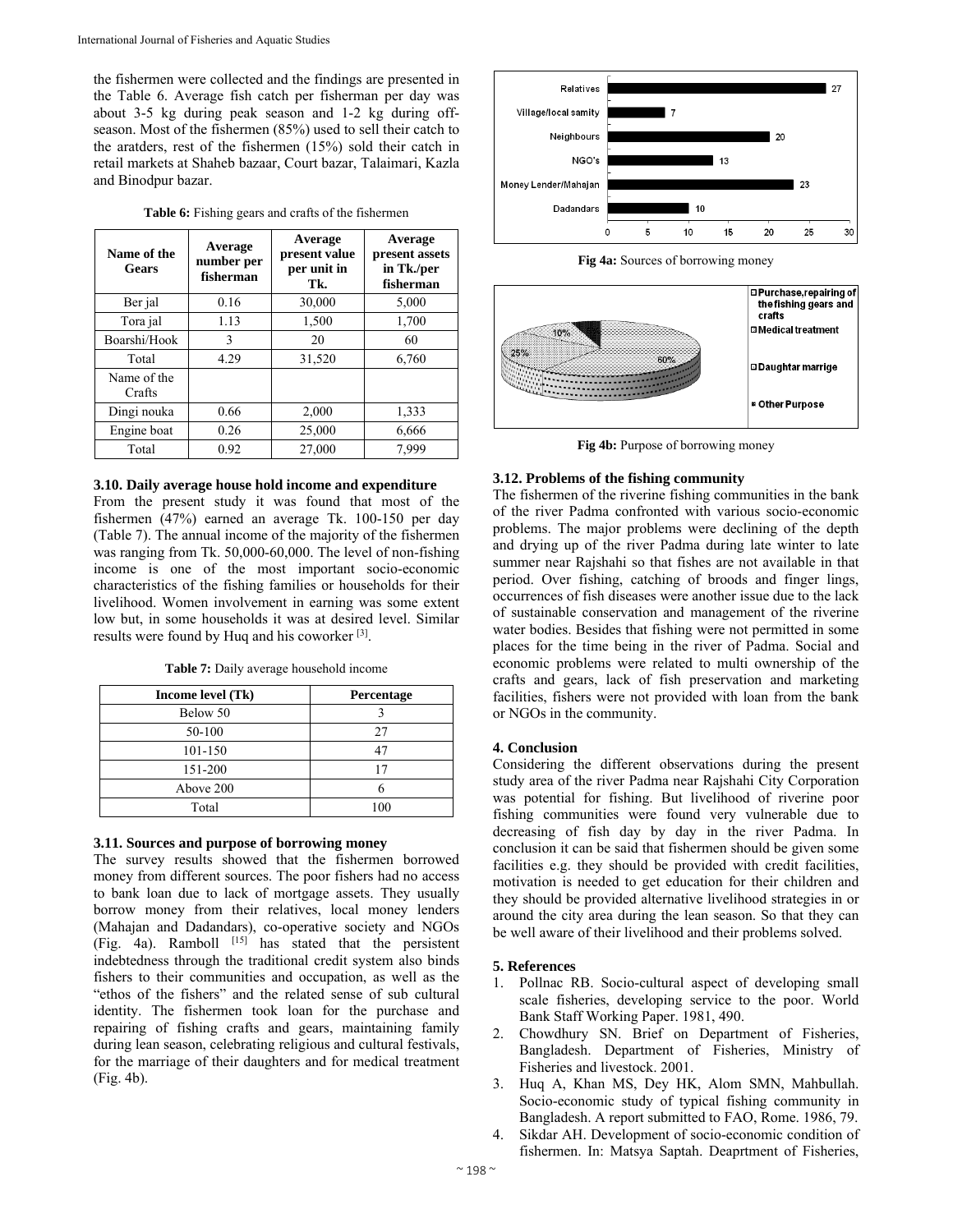the fishermen were collected and the findings are presented in the Table 6. Average fish catch per fisherman per day was about 3-5 kg during peak season and 1-2 kg during off-season. Most of the fishermen (85%) used to sell their catch to the aratders, rest of the fishermen (15%) sold their catch in retail markets at Shaheb bazaar, Court bazar, Talaimari, Kazla and Binodpur bazar.

**Table 6:** Fishing gears and crafts of the fishermen

| Name of the Gears | Average number per fisherman | Average present value per unit in Tk. | Average present assets in Tk./per fisherman |
|---|---|---|---|
| Ber jal | 0.16 | 30,000 | 5,000 |
| Tora jal | 1.13 | 1,500 | 1,700 |
| Boarshi/Hook | 3 | 20 | 60 |
| Total | 4.29 | 31,520 | 6,760 |
| Name of the Crafts | | | |
| Dingi nouka | 0.66 | 2,000 | 1,333 |
| Engine boat | 0.26 | 25,000 | 6,666 |
| Total | 0.92 | 27,000 | 7,999 |

### 3.10. Daily average house hold income and expenditure

From the present study it was found that most of the fishermen (47%) earned an average Tk. 100-150 per day (Table 7). The annual income of the majority of the fishermen was ranging from Tk. 50,000-60,000. The level of non-fishing income is one of the most important socio-economic characteristics of the fishing families or households for their livelihood. Women involvement in earning was some extent low but, in some households it was at desired level. Similar results were found by Huq and his coworker [3].

**Table 7:** Daily average household income

| Income level (Tk) | Percentage |
|---|---|
| Below 50 | 3 |
| 50-100 | 27 |
| 101-150 | 47 |
| 151-200 | 17 |
| Above 200 | 6 |
| Total | 100 |

### 3.11. Sources and purpose of borrowing money

The survey results showed that the fishermen borrowed money from different sources. The poor fishers had no access to bank loan due to lack of mortgage assets. They usually borrow money from their relatives, local money lenders (Mahajan and Dadandars), co-operative society and NGOs (Fig. 4a). Ramboll [15] has stated that the persistent indebtedness through the traditional credit system also binds fishers to their communities and occupation, as well as the "ethos of the fishers" and the related sense of sub cultural identity. The fishermen took loan for the purchase and repairing of fishing crafts and gears, maintaining family during lean season, celebrating religious and cultural festivals, for the marriage of their daughters and for medical treatment (Fig. 4b).

| Source | Value |
|---|---|
| Relatives | 27 |
| Village/local samity | 7 |
| Neighbours | 20 |
| NGO's | 13 |
| Money Lender/Mahajan | 23 |
| Dadandars | 10 |

**Fig 4a:** Sources of borrowing money

Purchase,repairing of the fishing gears and crafts — 60%; Medical treatment — 25%; Daughtar marrige — 10%; Other Purpose

**Fig 4b:** Purpose of borrowing money

### 3.12. Problems of the fishing community

The fishermen of the riverine fishing communities in the bank of the river Padma confronted with various socio-economic problems. The major problems were declining of the depth and drying up of the river Padma during late winter to late summer near Rajshahi so that fishes are not available in that period. Over fishing, catching of broods and finger lings, occurrences of fish diseases were another issue due to the lack of sustainable conservation and management of the riverine water bodies. Besides that fishing were not permitted in some places for the time being in the river of Padma. Social and economic problems were related to multi ownership of the crafts and gears, lack of fish preservation and marketing facilities, fishers were not provided with loan from the bank or NGOs in the community.

## 4. Conclusion

Considering the different observations during the present study area of the river Padma near Rajshahi City Corporation was potential for fishing. But livelihood of riverine poor fishing communities were found very vulnerable due to decreasing of fish day by day in the river Padma. In conclusion it can be said that fishermen should be given some facilities e.g. they should be provided with credit facilities, motivation is needed to get education for their children and they should be provided alternative livelihood strategies in or around the city area during the lean season. So that they can be well aware of their livelihood and their problems solved.

## 5. References

1. Pollnac RB. Socio-cultural aspect of developing small scale fisheries, developing service to the poor. World Bank Staff Working Paper. 1981, 490.
2. Chowdhury SN. Brief on Department of Fisheries, Bangladesh. Department of Fisheries, Ministry of Fisheries and livestock. 2001.
3. Huq A, Khan MS, Dey HK, Alom SMN, Mahbullah. Socio-economic study of typical fishing community in Bangladesh. A report submitted to FAO, Rome. 1986, 79.
4. Sikdar AH. Development of socio-economic condition of fishermen. In: Matsya Saptah. Deaprtment of Fisheries,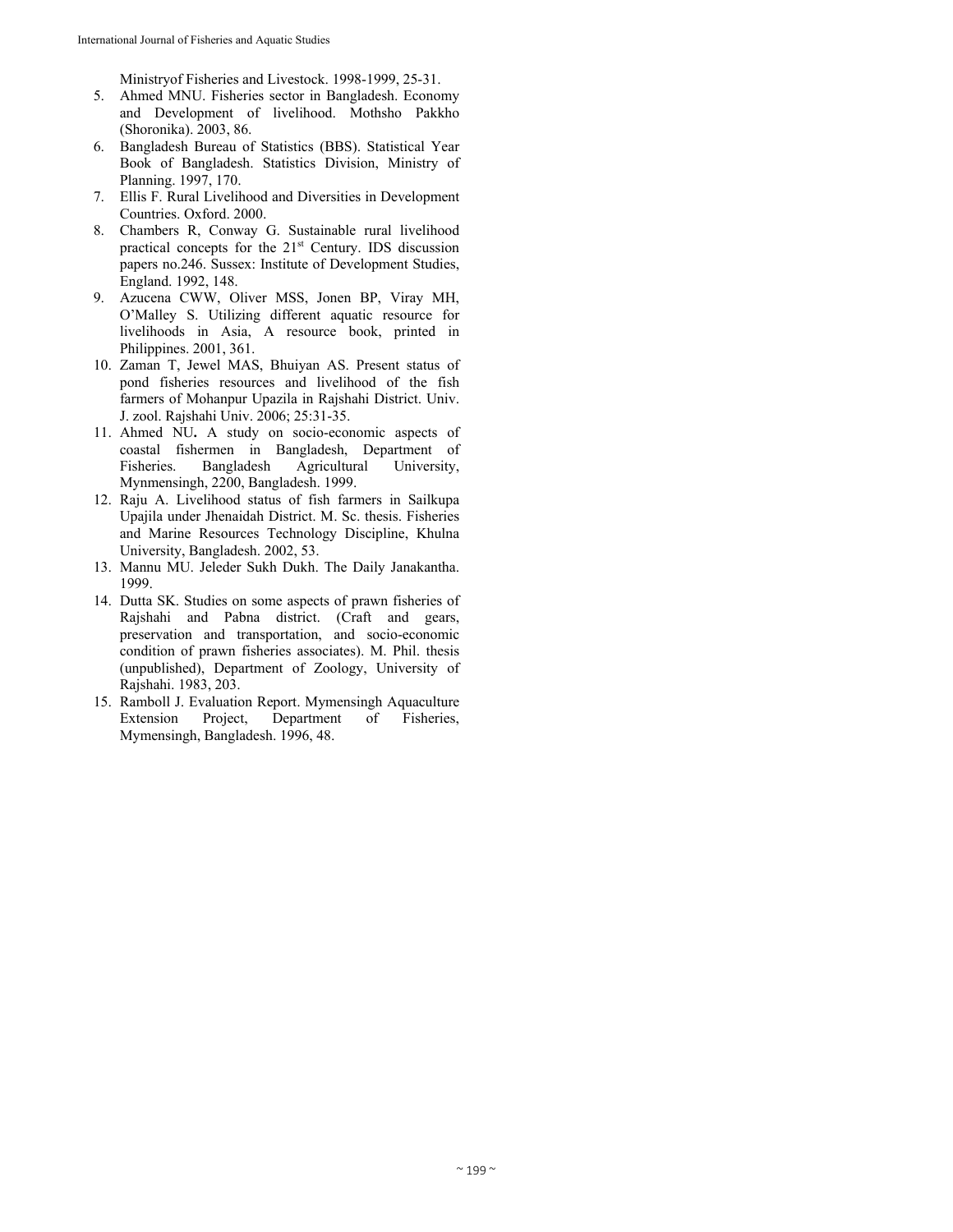Ministryof Fisheries and Livestock. 1998-1999, 25-31.

5. Ahmed MNU. Fisheries sector in Bangladesh. Economy and Development of livelihood. Mothsho Pakkho (Shoronika). 2003, 86.
6. Bangladesh Bureau of Statistics (BBS). Statistical Year Book of Bangladesh. Statistics Division, Ministry of Planning. 1997, 170.
7. Ellis F. Rural Livelihood and Diversities in Development Countries. Oxford. 2000.
8. Chambers R, Conway G. Sustainable rural livelihood practical concepts for the 21st Century. IDS discussion papers no.246. Sussex: Institute of Development Studies, England. 1992, 148.
9. Azucena CWW, Oliver MSS, Jonen BP, Viray MH, O'Malley S. Utilizing different aquatic resource for livelihoods in Asia, A resource book, printed in Philippines. 2001, 361.
10. Zaman T, Jewel MAS, Bhuiyan AS. Present status of pond fisheries resources and livelihood of the fish farmers of Mohanpur Upazila in Rajshahi District. Univ. J. zool. Rajshahi Univ. 2006; 25:31-35.
11. Ahmed NU**.** A study on socio-economic aspects of coastal fishermen in Bangladesh, Department of Fisheries. Bangladesh Agricultural University, Mynmensingh, 2200, Bangladesh. 1999.
12. Raju A. Livelihood status of fish farmers in Sailkupa Upajila under Jhenaidah District. M. Sc. thesis. Fisheries and Marine Resources Technology Discipline, Khulna University, Bangladesh. 2002, 53.
13. Mannu MU. Jeleder Sukh Dukh. The Daily Janakantha. 1999.
14. Dutta SK. Studies on some aspects of prawn fisheries of Rajshahi and Pabna district. (Craft and gears, preservation and transportation, and socio-economic condition of prawn fisheries associates). M. Phil. thesis (unpublished), Department of Zoology, University of Rajshahi. 1983, 203.
15. Ramboll J. Evaluation Report. Mymensingh Aquaculture Extension Project, Department of Fisheries, Mymensingh, Bangladesh. 1996, 48.